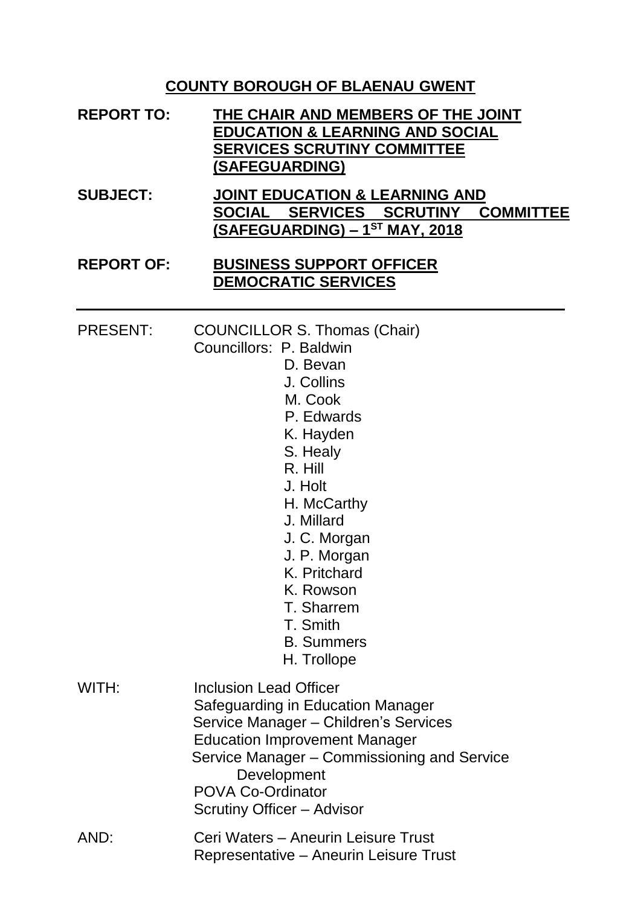# COUNTY BOROUGH OF BLAENAU GWENT

**REPORT TO:** **THE CHAIR AND MEMBERS OF THE JOINT EDUCATION & LEARNING AND SOCIAL SERVICES SCRUTINY COMMITTEE (SAFEGUARDING)**

**SUBJECT:** **JOINT EDUCATION & LEARNING AND SOCIAL SERVICES SCRUTINY COMMITTEE (SAFEGUARDING) – 1ST MAY, 2018**

**REPORT OF:** **BUSINESS SUPPORT OFFICER DEMOCRATIC SERVICES**

---

PRESENT: COUNCILLOR S. Thomas (Chair)

Councillors:
- P. Baldwin
- D. Bevan
- J. Collins
- M. Cook
- P. Edwards
- K. Hayden
- S. Healy
- R. Hill
- J. Holt
- H. McCarthy
- J. Millard
- J. C. Morgan
- J. P. Morgan
- K. Pritchard
- K. Rowson
- T. Sharrem
- T. Smith
- B. Summers
- H. Trollope

WITH:
- Inclusion Lead Officer
- Safeguarding in Education Manager
- Service Manager – Children's Services
- Education Improvement Manager
- Service Manager – Commissioning and Service Development
- POVA Co-Ordinator
- Scrutiny Officer – Advisor

AND:
- Ceri Waters – Aneurin Leisure Trust
- Representative – Aneurin Leisure Trust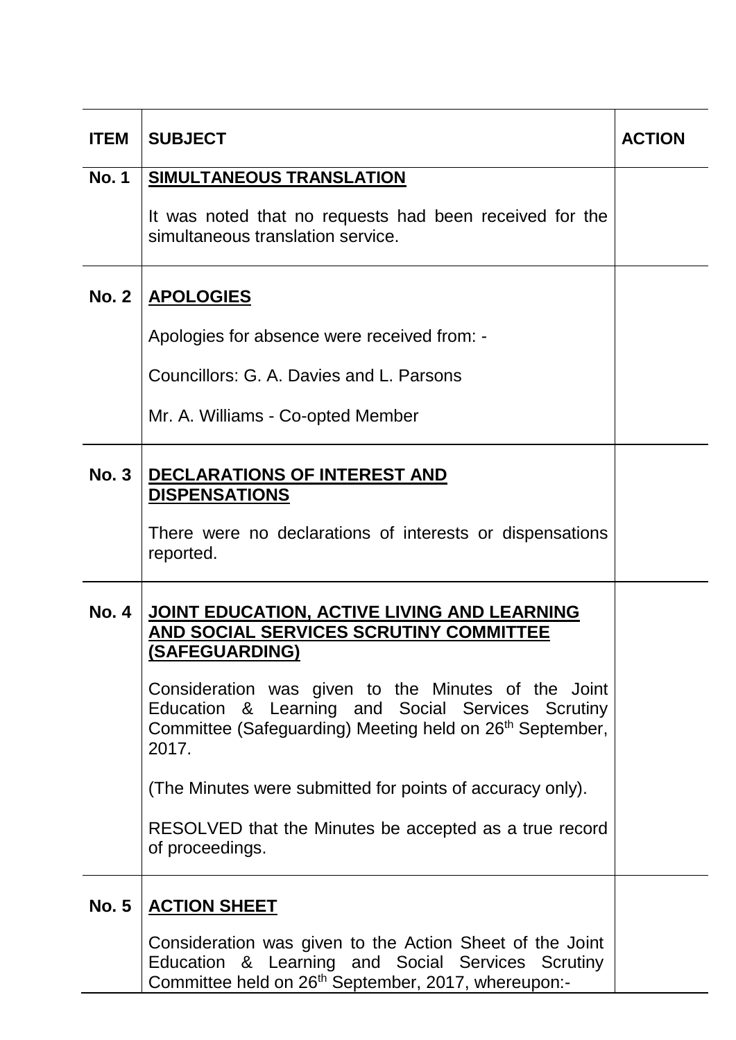| ITEM | SUBJECT | ACTION |
|---|---|---|
| No. 1 | **SIMULTANEOUS TRANSLATION**<br><br>It was noted that no requests had been received for the simultaneous translation service. | |
| No. 2 | **APOLOGIES**<br><br>Apologies for absence were received from: -<br><br>Councillors: G. A. Davies and L. Parsons<br><br>Mr. A. Williams - Co-opted Member | |
| No. 3 | **DECLARATIONS OF INTEREST AND DISPENSATIONS**<br><br>There were no declarations of interests or dispensations reported. | |
| No. 4 | **JOINT EDUCATION, ACTIVE LIVING AND LEARNING AND SOCIAL SERVICES SCRUTINY COMMITTEE (SAFEGUARDING)**<br><br>Consideration was given to the Minutes of the Joint Education & Learning and Social Services Scrutiny Committee (Safeguarding) Meeting held on 26th September, 2017.<br><br>(The Minutes were submitted for points of accuracy only).<br><br>RESOLVED that the Minutes be accepted as a true record of proceedings. | |
| No. 5 | **ACTION SHEET**<br><br>Consideration was given to the Action Sheet of the Joint Education & Learning and Social Services Scrutiny Committee held on 26th September, 2017, whereupon:- | |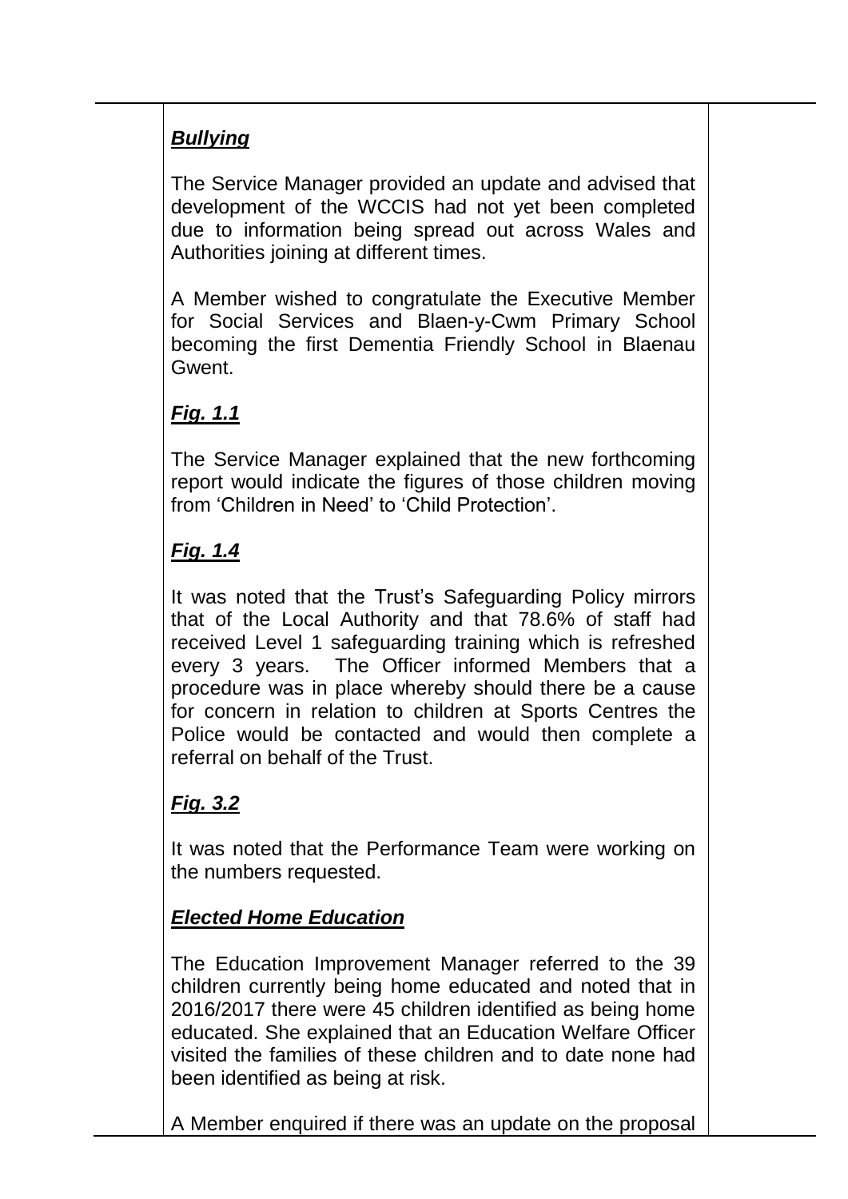***Bullying***

The Service Manager provided an update and advised that development of the WCCIS had not yet been completed due to information being spread out across Wales and Authorities joining at different times.

A Member wished to congratulate the Executive Member for Social Services and Blaen-y-Cwm Primary School becoming the first Dementia Friendly School in Blaenau Gwent.

***Fig. 1.1***

The Service Manager explained that the new forthcoming report would indicate the figures of those children moving from 'Children in Need' to 'Child Protection'.

***Fig. 1.4***

It was noted that the Trust's Safeguarding Policy mirrors that of the Local Authority and that 78.6% of staff had received Level 1 safeguarding training which is refreshed every 3 years. The Officer informed Members that a procedure was in place whereby should there be a cause for concern in relation to children at Sports Centres the Police would be contacted and would then complete a referral on behalf of the Trust.

***Fig. 3.2***

It was noted that the Performance Team were working on the numbers requested.

***Elected Home Education***

The Education Improvement Manager referred to the 39 children currently being home educated and noted that in 2016/2017 there were 45 children identified as being home educated. She explained that an Education Welfare Officer visited the families of these children and to date none had been identified as being at risk.

A Member enquired if there was an update on the proposal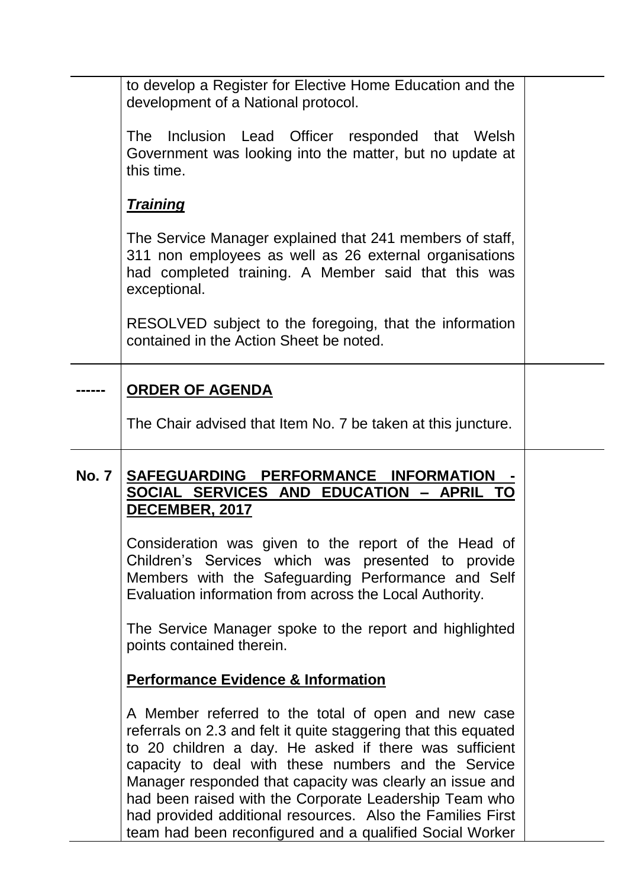to develop a Register for Elective Home Education and the development of a National protocol.

The Inclusion Lead Officer responded that Welsh Government was looking into the matter, but no update at this time.

***Training***

The Service Manager explained that 241 members of staff, 311 non employees as well as 26 external organisations had completed training. A Member said that this was exceptional.

RESOLVED subject to the foregoing, that the information contained in the Action Sheet be noted.

**------ ORDER OF AGENDA**

The Chair advised that Item No. 7 be taken at this juncture.

**No. 7 SAFEGUARDING PERFORMANCE INFORMATION - SOCIAL SERVICES AND EDUCATION – APRIL TO DECEMBER, 2017**

Consideration was given to the report of the Head of Children's Services which was presented to provide Members with the Safeguarding Performance and Self Evaluation information from across the Local Authority.

The Service Manager spoke to the report and highlighted points contained therein.

**Performance Evidence & Information**

A Member referred to the total of open and new case referrals on 2.3 and felt it quite staggering that this equated to 20 children a day. He asked if there was sufficient capacity to deal with these numbers and the Service Manager responded that capacity was clearly an issue and had been raised with the Corporate Leadership Team who had provided additional resources. Also the Families First team had been reconfigured and a qualified Social Worker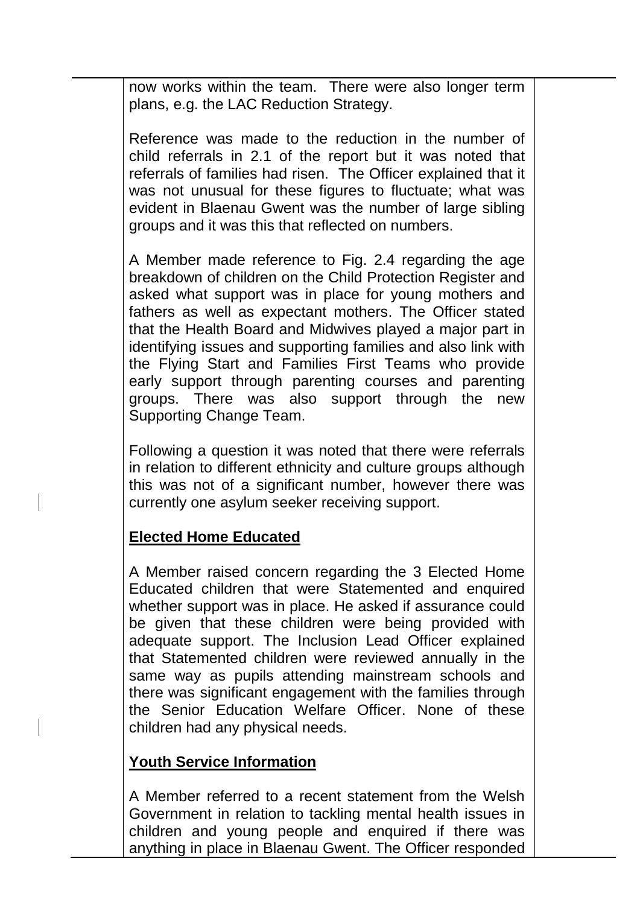now works within the team. There were also longer term plans, e.g. the LAC Reduction Strategy.

Reference was made to the reduction in the number of child referrals in 2.1 of the report but it was noted that referrals of families had risen. The Officer explained that it was not unusual for these figures to fluctuate; what was evident in Blaenau Gwent was the number of large sibling groups and it was this that reflected on numbers.

A Member made reference to Fig. 2.4 regarding the age breakdown of children on the Child Protection Register and asked what support was in place for young mothers and fathers as well as expectant mothers. The Officer stated that the Health Board and Midwives played a major part in identifying issues and supporting families and also link with the Flying Start and Families First Teams who provide early support through parenting courses and parenting groups. There was also support through the new Supporting Change Team.

Following a question it was noted that there were referrals in relation to different ethnicity and culture groups although this was not of a significant number, however there was currently one asylum seeker receiving support.

**Elected Home Educated**

A Member raised concern regarding the 3 Elected Home Educated children that were Statemented and enquired whether support was in place. He asked if assurance could be given that these children were being provided with adequate support. The Inclusion Lead Officer explained that Statemented children were reviewed annually in the same way as pupils attending mainstream schools and there was significant engagement with the families through the Senior Education Welfare Officer. None of these children had any physical needs.

**Youth Service Information**

A Member referred to a recent statement from the Welsh Government in relation to tackling mental health issues in children and young people and enquired if there was anything in place in Blaenau Gwent. The Officer responded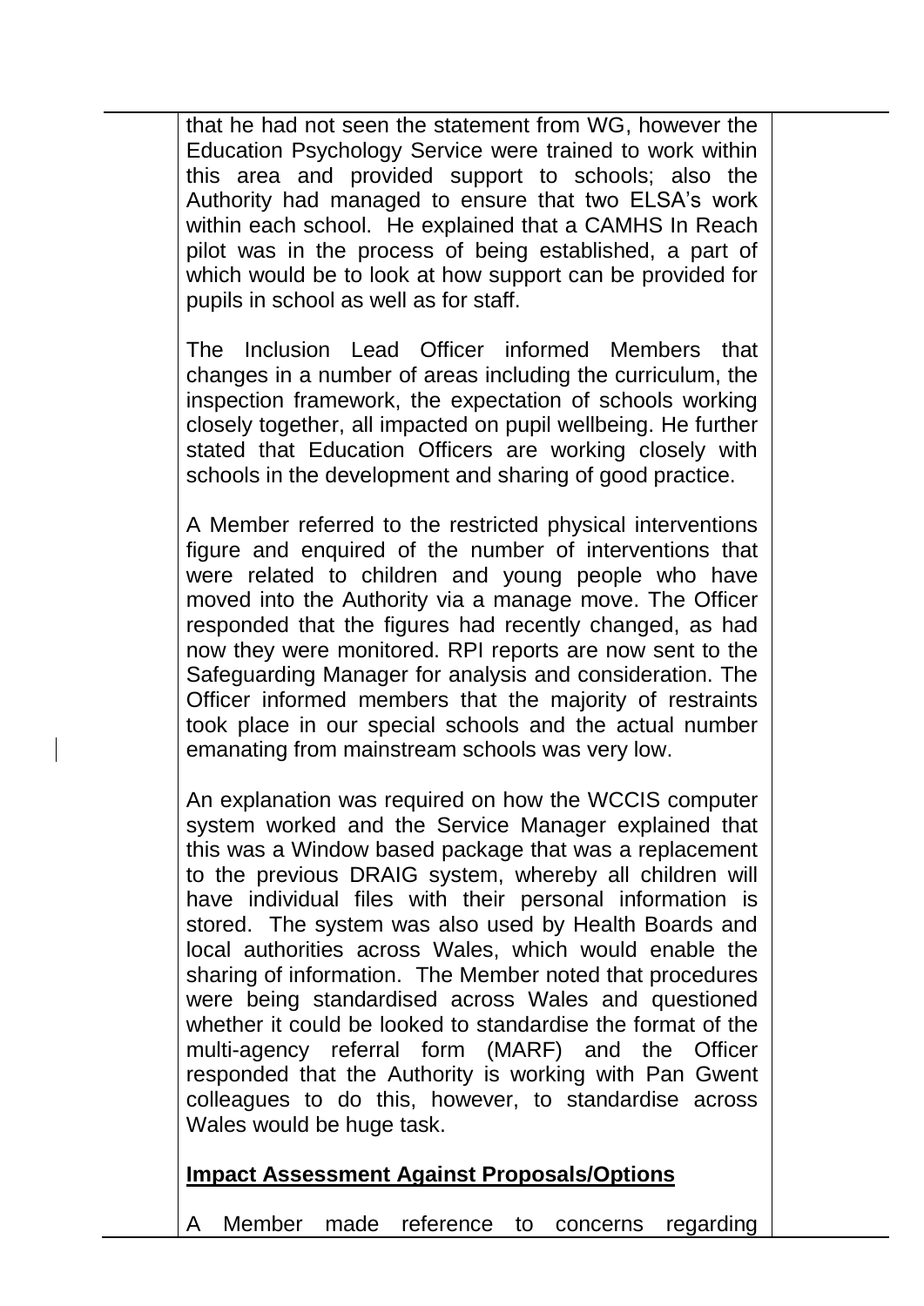that he had not seen the statement from WG, however the Education Psychology Service were trained to work within this area and provided support to schools; also the Authority had managed to ensure that two ELSA's work within each school. He explained that a CAMHS In Reach pilot was in the process of being established, a part of which would be to look at how support can be provided for pupils in school as well as for staff.

The Inclusion Lead Officer informed Members that changes in a number of areas including the curriculum, the inspection framework, the expectation of schools working closely together, all impacted on pupil wellbeing. He further stated that Education Officers are working closely with schools in the development and sharing of good practice.

A Member referred to the restricted physical interventions figure and enquired of the number of interventions that were related to children and young people who have moved into the Authority via a manage move. The Officer responded that the figures had recently changed, as had now they were monitored. RPI reports are now sent to the Safeguarding Manager for analysis and consideration. The Officer informed members that the majority of restraints took place in our special schools and the actual number emanating from mainstream schools was very low.

An explanation was required on how the WCCIS computer system worked and the Service Manager explained that this was a Window based package that was a replacement to the previous DRAIG system, whereby all children will have individual files with their personal information is stored. The system was also used by Health Boards and local authorities across Wales, which would enable the sharing of information. The Member noted that procedures were being standardised across Wales and questioned whether it could be looked to standardise the format of the multi-agency referral form (MARF) and the Officer responded that the Authority is working with Pan Gwent colleagues to do this, however, to standardise across Wales would be huge task.

**Impact Assessment Against Proposals/Options**

A Member made reference to concerns regarding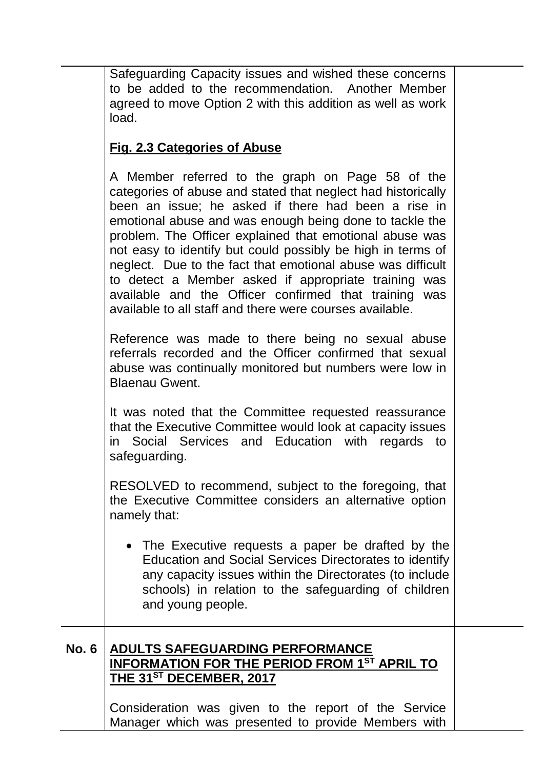Safeguarding Capacity issues and wished these concerns to be added to the recommendation. Another Member agreed to move Option 2 with this addition as well as work load.

**Fig. 2.3 Categories of Abuse**

A Member referred to the graph on Page 58 of the categories of abuse and stated that neglect had historically been an issue; he asked if there had been a rise in emotional abuse and was enough being done to tackle the problem. The Officer explained that emotional abuse was not easy to identify but could possibly be high in terms of neglect. Due to the fact that emotional abuse was difficult to detect a Member asked if appropriate training was available and the Officer confirmed that training was available to all staff and there were courses available.

Reference was made to there being no sexual abuse referrals recorded and the Officer confirmed that sexual abuse was continually monitored but numbers were low in Blaenau Gwent.

It was noted that the Committee requested reassurance that the Executive Committee would look at capacity issues in Social Services and Education with regards to safeguarding.

RESOLVED to recommend, subject to the foregoing, that the Executive Committee considers an alternative option namely that:

- The Executive requests a paper be drafted by the Education and Social Services Directorates to identify any capacity issues within the Directorates (to include schools) in relation to the safeguarding of children and young people.

**No. 6** **ADULTS SAFEGUARDING PERFORMANCE INFORMATION FOR THE PERIOD FROM 1ST APRIL TO THE 31ST DECEMBER, 2017**

Consideration was given to the report of the Service Manager which was presented to provide Members with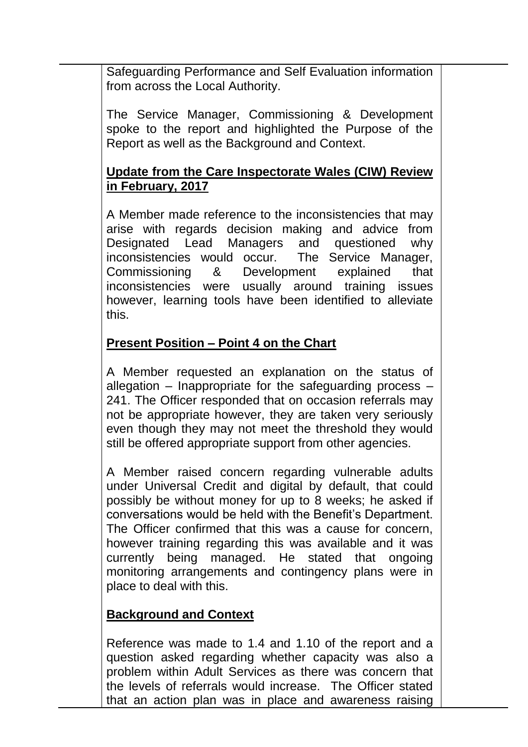Safeguarding Performance and Self Evaluation information from across the Local Authority.

The Service Manager, Commissioning & Development spoke to the report and highlighted the Purpose of the Report as well as the Background and Context.

**Update from the Care Inspectorate Wales (CIW) Review in February, 2017**

A Member made reference to the inconsistencies that may arise with regards decision making and advice from Designated Lead Managers and questioned why inconsistencies would occur. The Service Manager, Commissioning & Development explained that inconsistencies were usually around training issues however, learning tools have been identified to alleviate this.

**Present Position – Point 4 on the Chart**

A Member requested an explanation on the status of allegation – Inappropriate for the safeguarding process – 241. The Officer responded that on occasion referrals may not be appropriate however, they are taken very seriously even though they may not meet the threshold they would still be offered appropriate support from other agencies.

A Member raised concern regarding vulnerable adults under Universal Credit and digital by default, that could possibly be without money for up to 8 weeks; he asked if conversations would be held with the Benefit's Department. The Officer confirmed that this was a cause for concern, however training regarding this was available and it was currently being managed. He stated that ongoing monitoring arrangements and contingency plans were in place to deal with this.

**Background and Context**

Reference was made to 1.4 and 1.10 of the report and a question asked regarding whether capacity was also a problem within Adult Services as there was concern that the levels of referrals would increase. The Officer stated that an action plan was in place and awareness raising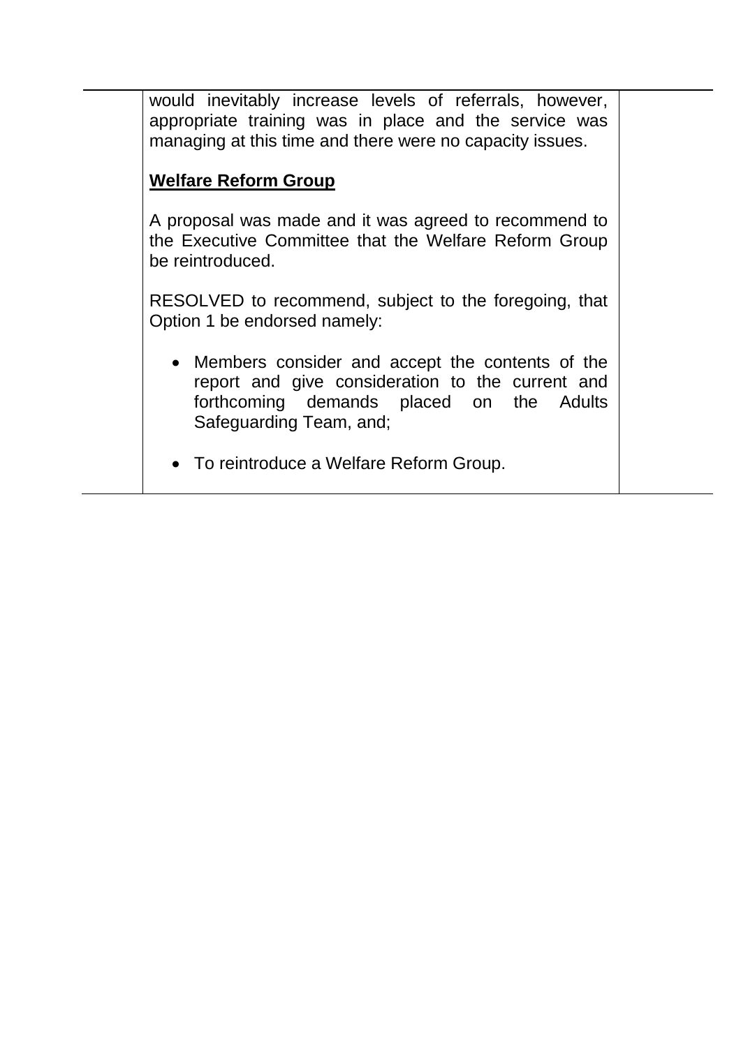would inevitably increase levels of referrals, however, appropriate training was in place and the service was managing at this time and there were no capacity issues.

**Welfare Reform Group**

A proposal was made and it was agreed to recommend to the Executive Committee that the Welfare Reform Group be reintroduced.

RESOLVED to recommend, subject to the foregoing, that Option 1 be endorsed namely:

- Members consider and accept the contents of the report and give consideration to the current and forthcoming demands placed on the Adults Safeguarding Team, and;
- To reintroduce a Welfare Reform Group.